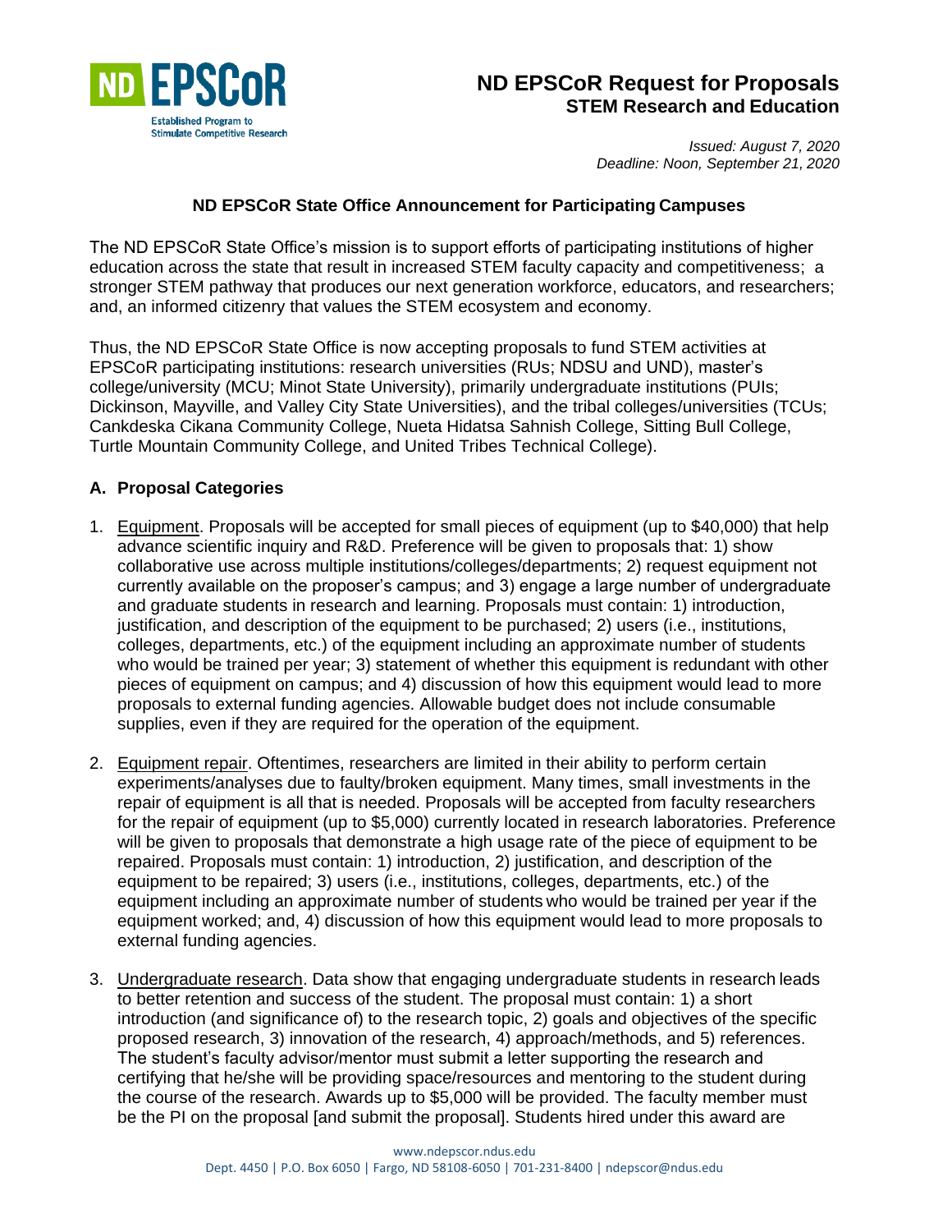# ND EPSCoR Request for Proposals

## STEM Research and Education

*Issued: August 7, 2020*
*Deadline: Noon, September 21, 2020*

### ND EPSCoR State Office Announcement for Participating Campuses

The ND EPSCoR State Office's mission is to support efforts of participating institutions of higher education across the state that result in increased STEM faculty capacity and competitiveness; a stronger STEM pathway that produces our next generation workforce, educators, and researchers; and, an informed citizenry that values the STEM ecosystem and economy.

Thus, the ND EPSCoR State Office is now accepting proposals to fund STEM activities at EPSCoR participating institutions: research universities (RUs; NDSU and UND), master's college/university (MCU; Minot State University), primarily undergraduate institutions (PUIs; Dickinson, Mayville, and Valley City State Universities), and the tribal colleges/universities (TCUs; Cankdeska Cikana Community College, Nueta Hidatsa Sahnish College, Sitting Bull College, Turtle Mountain Community College, and United Tribes Technical College).

### A. Proposal Categories

1. <u>Equipment</u>. Proposals will be accepted for small pieces of equipment (up to $40,000) that help advance scientific inquiry and R&D. Preference will be given to proposals that: 1) show collaborative use across multiple institutions/colleges/departments; 2) request equipment not currently available on the proposer's campus; and 3) engage a large number of undergraduate and graduate students in research and learning. Proposals must contain: 1) introduction, justification, and description of the equipment to be purchased; 2) users (i.e., institutions, colleges, departments, etc.) of the equipment including an approximate number of students who would be trained per year; 3) statement of whether this equipment is redundant with other pieces of equipment on campus; and 4) discussion of how this equipment would lead to more proposals to external funding agencies. Allowable budget does not include consumable supplies, even if they are required for the operation of the equipment.

2. <u>Equipment repair</u>. Oftentimes, researchers are limited in their ability to perform certain experiments/analyses due to faulty/broken equipment. Many times, small investments in the repair of equipment is all that is needed. Proposals will be accepted from faculty researchers for the repair of equipment (up to $5,000) currently located in research laboratories. Preference will be given to proposals that demonstrate a high usage rate of the piece of equipment to be repaired. Proposals must contain: 1) introduction, 2) justification, and description of the equipment to be repaired; 3) users (i.e., institutions, colleges, departments, etc.) of the equipment including an approximate number of students who would be trained per year if the equipment worked; and, 4) discussion of how this equipment would lead to more proposals to external funding agencies.

3. <u>Undergraduate research</u>. Data show that engaging undergraduate students in research leads to better retention and success of the student. The proposal must contain: 1) a short introduction (and significance of) to the research topic, 2) goals and objectives of the specific proposed research, 3) innovation of the research, 4) approach/methods, and 5) references. The student's faculty advisor/mentor must submit a letter supporting the research and certifying that he/she will be providing space/resources and mentoring to the student during the course of the research. Awards up to $5,000 will be provided. The faculty member must be the PI on the proposal [and submit the proposal]. Students hired under this award are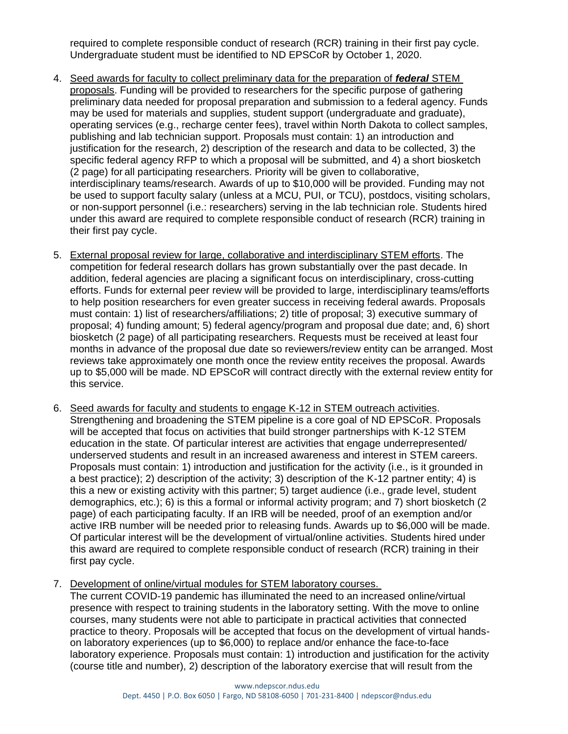required to complete responsible conduct of research (RCR) training in their first pay cycle. Undergraduate student must be identified to ND EPSCoR by October 1, 2020.

4. Seed awards for faculty to collect preliminary data for the preparation of ***federal*** STEM proposals. Funding will be provided to researchers for the specific purpose of gathering preliminary data needed for proposal preparation and submission to a federal agency. Funds may be used for materials and supplies, student support (undergraduate and graduate), operating services (e.g., recharge center fees), travel within North Dakota to collect samples, publishing and lab technician support. Proposals must contain: 1) an introduction and justification for the research, 2) description of the research and data to be collected, 3) the specific federal agency RFP to which a proposal will be submitted, and 4) a short biosketch (2 page) for all participating researchers. Priority will be given to collaborative, interdisciplinary teams/research. Awards of up to $10,000 will be provided. Funding may not be used to support faculty salary (unless at a MCU, PUI, or TCU), postdocs, visiting scholars, or non-support personnel (i.e.: researchers) serving in the lab technician role. Students hired under this award are required to complete responsible conduct of research (RCR) training in their first pay cycle.

5. External proposal review for large, collaborative and interdisciplinary STEM efforts. The competition for federal research dollars has grown substantially over the past decade. In addition, federal agencies are placing a significant focus on interdisciplinary, cross-cutting efforts. Funds for external peer review will be provided to large, interdisciplinary teams/efforts to help position researchers for even greater success in receiving federal awards. Proposals must contain: 1) list of researchers/affiliations; 2) title of proposal; 3) executive summary of proposal; 4) funding amount; 5) federal agency/program and proposal due date; and, 6) short biosketch (2 page) of all participating researchers. Requests must be received at least four months in advance of the proposal due date so reviewers/review entity can be arranged. Most reviews take approximately one month once the review entity receives the proposal. Awards up to $5,000 will be made. ND EPSCoR will contract directly with the external review entity for this service.

6. Seed awards for faculty and students to engage K-12 in STEM outreach activities. Strengthening and broadening the STEM pipeline is a core goal of ND EPSCoR. Proposals will be accepted that focus on activities that build stronger partnerships with K-12 STEM education in the state. Of particular interest are activities that engage underrepresented/ underserved students and result in an increased awareness and interest in STEM careers. Proposals must contain: 1) introduction and justification for the activity (i.e., is it grounded in a best practice); 2) description of the activity; 3) description of the K-12 partner entity; 4) is this a new or existing activity with this partner; 5) target audience (i.e., grade level, student demographics, etc.); 6) is this a formal or informal activity program; and 7) short biosketch (2 page) of each participating faculty. If an IRB will be needed, proof of an exemption and/or active IRB number will be needed prior to releasing funds. Awards up to $6,000 will be made. Of particular interest will be the development of virtual/online activities. Students hired under this award are required to complete responsible conduct of research (RCR) training in their first pay cycle.

7. Development of online/virtual modules for STEM laboratory courses.
   The current COVID-19 pandemic has illuminated the need to an increased online/virtual presence with respect to training students in the laboratory setting. With the move to online courses, many students were not able to participate in practical activities that connected practice to theory. Proposals will be accepted that focus on the development of virtual hands-on laboratory experiences (up to $6,000) to replace and/or enhance the face-to-face laboratory experience. Proposals must contain: 1) introduction and justification for the activity (course title and number), 2) description of the laboratory exercise that will result from the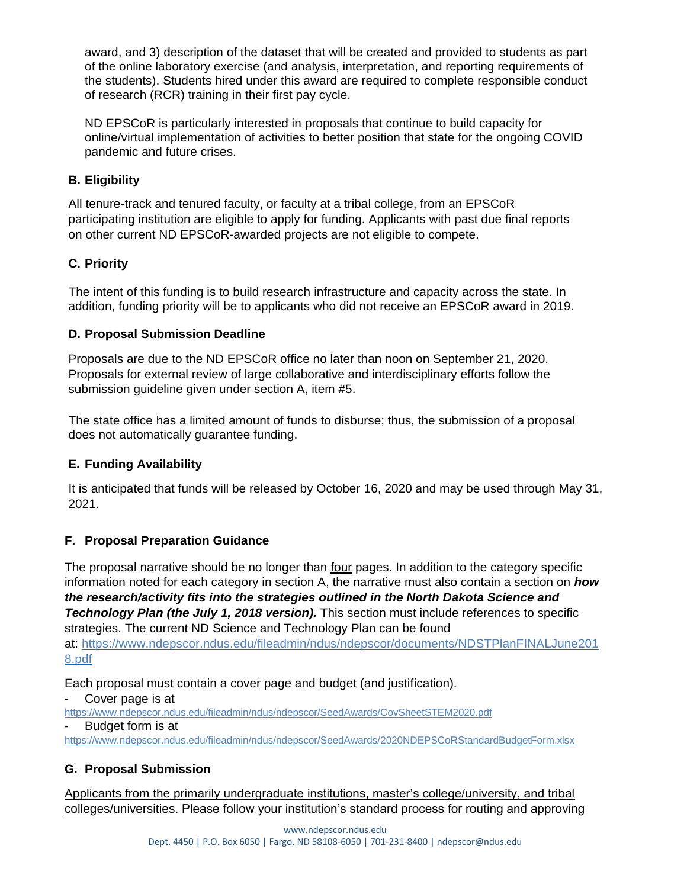award, and 3) description of the dataset that will be created and provided to students as part of the online laboratory exercise (and analysis, interpretation, and reporting requirements of the students). Students hired under this award are required to complete responsible conduct of research (RCR) training in their first pay cycle.

ND EPSCoR is particularly interested in proposals that continue to build capacity for online/virtual implementation of activities to better position that state for the ongoing COVID pandemic and future crises.

### B. Eligibility

All tenure-track and tenured faculty, or faculty at a tribal college, from an EPSCoR participating institution are eligible to apply for funding. Applicants with past due final reports on other current ND EPSCoR-awarded projects are not eligible to compete.

### C. Priority

The intent of this funding is to build research infrastructure and capacity across the state. In addition, funding priority will be to applicants who did not receive an EPSCoR award in 2019.

### D. Proposal Submission Deadline

Proposals are due to the ND EPSCoR office no later than noon on September 21, 2020. Proposals for external review of large collaborative and interdisciplinary efforts follow the submission guideline given under section A, item #5.

The state office has a limited amount of funds to disburse; thus, the submission of a proposal does not automatically guarantee funding.

### E. Funding Availability

It is anticipated that funds will be released by October 16, 2020 and may be used through May 31, 2021.

### F. Proposal Preparation Guidance

The proposal narrative should be no longer than four pages. In addition to the category specific information noted for each category in section A, the narrative must also contain a section on ***how the research/activity fits into the strategies outlined in the North Dakota Science and Technology Plan (the July 1, 2018 version).*** This section must include references to specific strategies. The current ND Science and Technology Plan can be found at: https://www.ndepscor.ndus.edu/fileadmin/ndus/ndepscor/documents/NDSTPlanFINALJune2018.pdf

Each proposal must contain a cover page and budget (and justification).

- Cover page is at https://www.ndepscor.ndus.edu/fileadmin/ndus/ndepscor/SeedAwards/CovSheetSTEM2020.pdf
- Budget form is at https://www.ndepscor.ndus.edu/fileadmin/ndus/ndepscor/SeedAwards/2020NDEPSCoRStandardBudgetForm.xlsx

### G. Proposal Submission

Applicants from the primarily undergraduate institutions, master's college/university, and tribal colleges/universities. Please follow your institution's standard process for routing and approving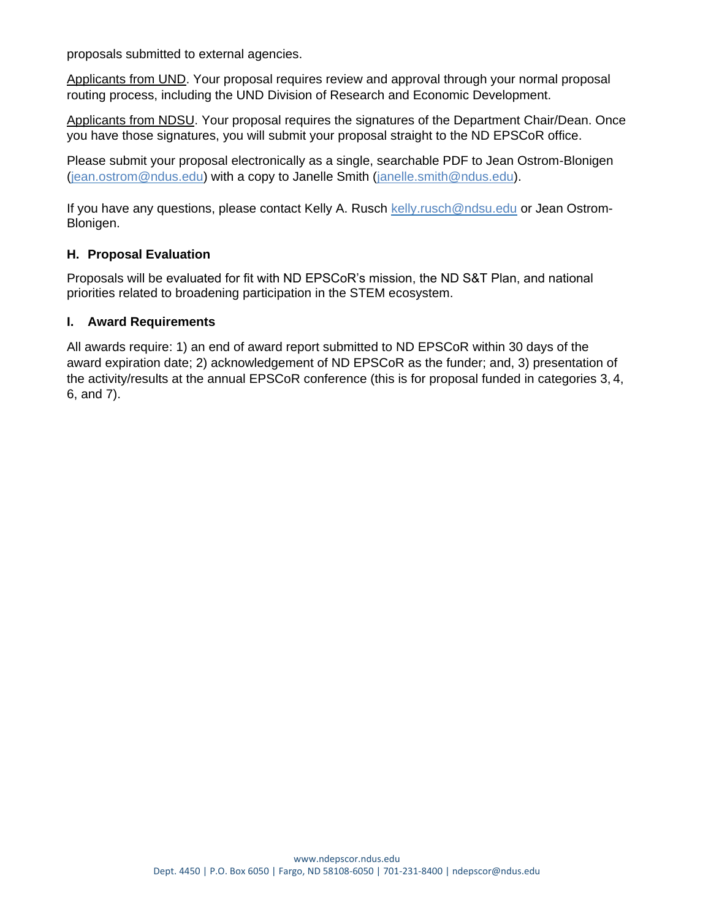proposals submitted to external agencies.

Applicants from UND. Your proposal requires review and approval through your normal proposal routing process, including the UND Division of Research and Economic Development.

Applicants from NDSU. Your proposal requires the signatures of the Department Chair/Dean. Once you have those signatures, you will submit your proposal straight to the ND EPSCoR office.

Please submit your proposal electronically as a single, searchable PDF to Jean Ostrom-Blonigen (jean.ostrom@ndus.edu) with a copy to Janelle Smith (janelle.smith@ndus.edu).

If you have any questions, please contact Kelly A. Rusch kelly.rusch@ndsu.edu or Jean Ostrom-Blonigen.

### H. Proposal Evaluation

Proposals will be evaluated for fit with ND EPSCoR's mission, the ND S&T Plan, and national priorities related to broadening participation in the STEM ecosystem.

### I. Award Requirements

All awards require: 1) an end of award report submitted to ND EPSCoR within 30 days of the award expiration date; 2) acknowledgement of ND EPSCoR as the funder; and, 3) presentation of the activity/results at the annual EPSCoR conference (this is for proposal funded in categories 3, 4, 6, and 7).